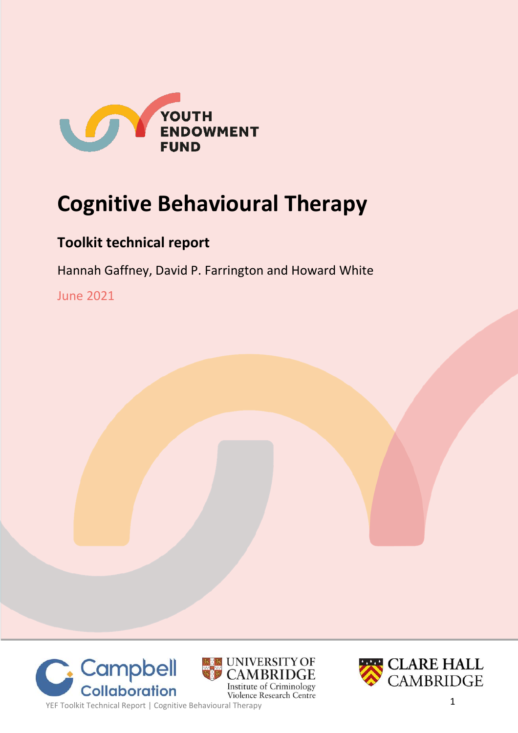YOUTH ENDOWMENT FUND

# Cognitive Behavioural Therapy

## Toolkit technical report

Hannah Gaffney, David P. Farrington and Howard White

June 2021

Campbell Collaboration

UNIVERSITY OF CAMBRIDGE
Institute of Criminology
Violence Research Centre

CLARE HALL CAMBRIDGE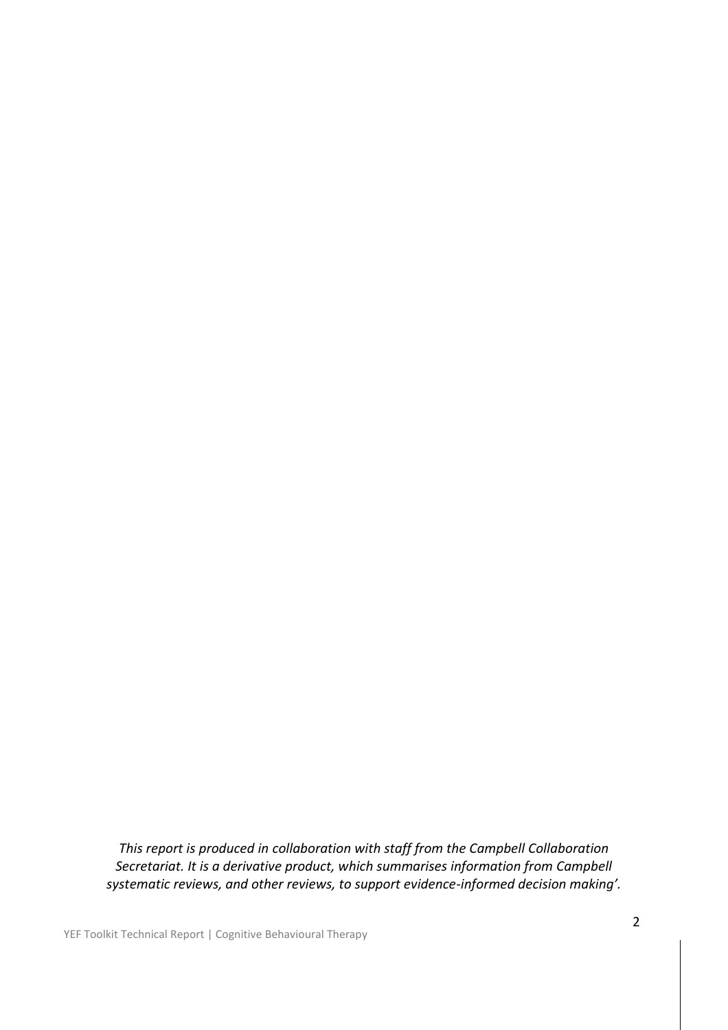*This report is produced in collaboration with staff from the Campbell Collaboration Secretariat. It is a derivative product, which summarises information from Campbell systematic reviews, and other reviews, to support evidence-informed decision making'.*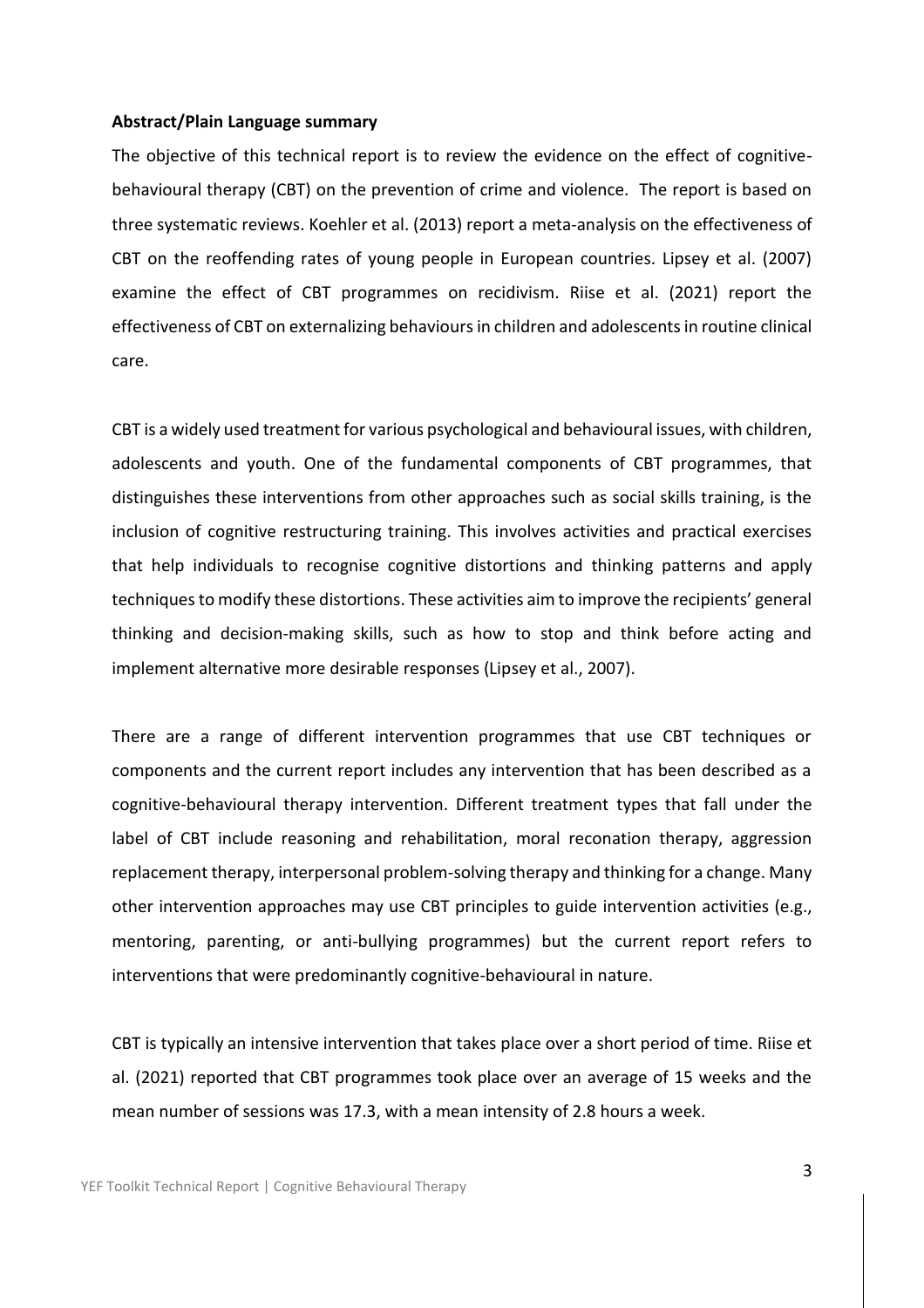**Abstract/Plain Language summary**

The objective of this technical report is to review the evidence on the effect of cognitive-behavioural therapy (CBT) on the prevention of crime and violence. The report is based on three systematic reviews. Koehler et al. (2013) report a meta-analysis on the effectiveness of CBT on the reoffending rates of young people in European countries. Lipsey et al. (2007) examine the effect of CBT programmes on recidivism. Riise et al. (2021) report the effectiveness of CBT on externalizing behaviours in children and adolescents in routine clinical care.

CBT is a widely used treatment for various psychological and behavioural issues, with children, adolescents and youth. One of the fundamental components of CBT programmes, that distinguishes these interventions from other approaches such as social skills training, is the inclusion of cognitive restructuring training. This involves activities and practical exercises that help individuals to recognise cognitive distortions and thinking patterns and apply techniques to modify these distortions. These activities aim to improve the recipients' general thinking and decision-making skills, such as how to stop and think before acting and implement alternative more desirable responses (Lipsey et al., 2007).

There are a range of different intervention programmes that use CBT techniques or components and the current report includes any intervention that has been described as a cognitive-behavioural therapy intervention. Different treatment types that fall under the label of CBT include reasoning and rehabilitation, moral reconation therapy, aggression replacement therapy, interpersonal problem-solving therapy and thinking for a change. Many other intervention approaches may use CBT principles to guide intervention activities (e.g., mentoring, parenting, or anti-bullying programmes) but the current report refers to interventions that were predominantly cognitive-behavioural in nature.

CBT is typically an intensive intervention that takes place over a short period of time. Riise et al. (2021) reported that CBT programmes took place over an average of 15 weeks and the mean number of sessions was 17.3, with a mean intensity of 2.8 hours a week.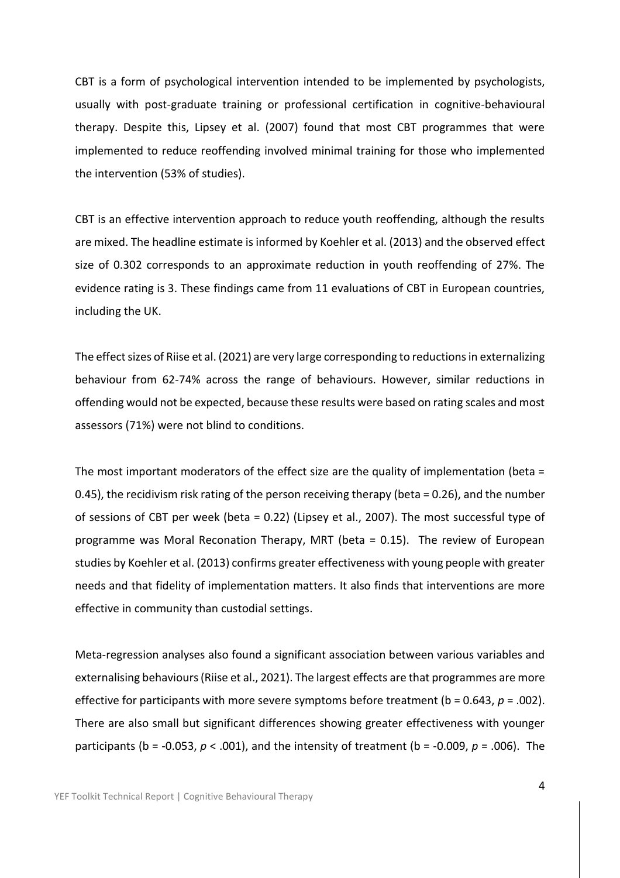CBT is a form of psychological intervention intended to be implemented by psychologists, usually with post-graduate training or professional certification in cognitive-behavioural therapy. Despite this, Lipsey et al. (2007) found that most CBT programmes that were implemented to reduce reoffending involved minimal training for those who implemented the intervention (53% of studies).

CBT is an effective intervention approach to reduce youth reoffending, although the results are mixed. The headline estimate is informed by Koehler et al. (2013) and the observed effect size of 0.302 corresponds to an approximate reduction in youth reoffending of 27%. The evidence rating is 3. These findings came from 11 evaluations of CBT in European countries, including the UK.

The effect sizes of Riise et al. (2021) are very large corresponding to reductions in externalizing behaviour from 62-74% across the range of behaviours. However, similar reductions in offending would not be expected, because these results were based on rating scales and most assessors (71%) were not blind to conditions.

The most important moderators of the effect size are the quality of implementation (beta = 0.45), the recidivism risk rating of the person receiving therapy (beta = 0.26), and the number of sessions of CBT per week (beta = 0.22) (Lipsey et al., 2007). The most successful type of programme was Moral Reconation Therapy, MRT (beta = 0.15). The review of European studies by Koehler et al. (2013) confirms greater effectiveness with young people with greater needs and that fidelity of implementation matters. It also finds that interventions are more effective in community than custodial settings.

Meta-regression analyses also found a significant association between various variables and externalising behaviours (Riise et al., 2021). The largest effects are that programmes are more effective for participants with more severe symptoms before treatment ($b = 0.643$, $p = .002$). There are also small but significant differences showing greater effectiveness with younger participants ($b = -0.053$, $p < .001$), and the intensity of treatment ($b = -0.009$, $p = .006$). The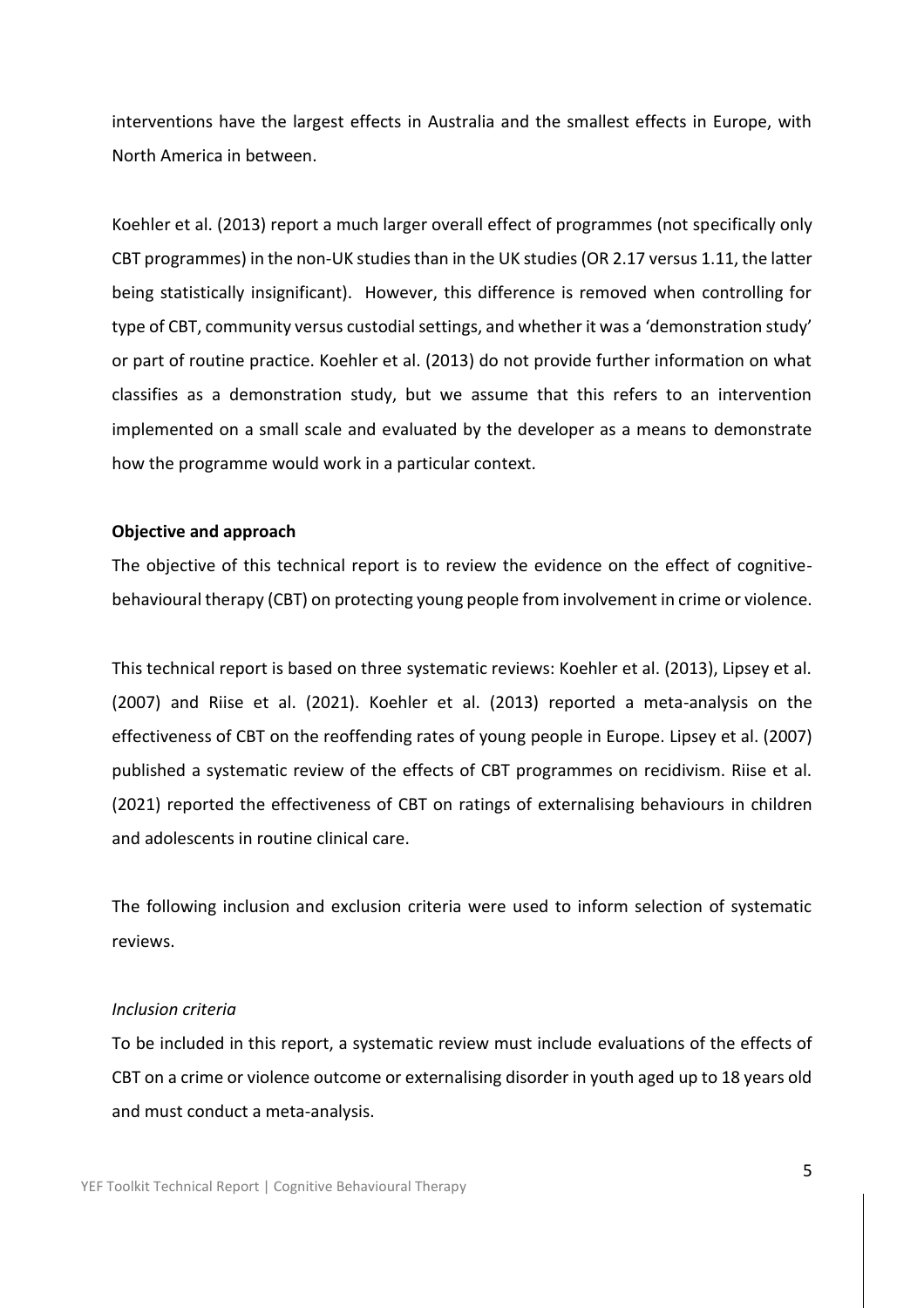interventions have the largest effects in Australia and the smallest effects in Europe, with North America in between.

Koehler et al. (2013) report a much larger overall effect of programmes (not specifically only CBT programmes) in the non-UK studies than in the UK studies (OR 2.17 versus 1.11, the latter being statistically insignificant). However, this difference is removed when controlling for type of CBT, community versus custodial settings, and whether it was a 'demonstration study' or part of routine practice. Koehler et al. (2013) do not provide further information on what classifies as a demonstration study, but we assume that this refers to an intervention implemented on a small scale and evaluated by the developer as a means to demonstrate how the programme would work in a particular context.

**Objective and approach**

The objective of this technical report is to review the evidence on the effect of cognitive-behavioural therapy (CBT) on protecting young people from involvement in crime or violence.

This technical report is based on three systematic reviews: Koehler et al. (2013), Lipsey et al. (2007) and Riise et al. (2021). Koehler et al. (2013) reported a meta-analysis on the effectiveness of CBT on the reoffending rates of young people in Europe. Lipsey et al. (2007) published a systematic review of the effects of CBT programmes on recidivism. Riise et al. (2021) reported the effectiveness of CBT on ratings of externalising behaviours in children and adolescents in routine clinical care.

The following inclusion and exclusion criteria were used to inform selection of systematic reviews.

*Inclusion criteria*

To be included in this report, a systematic review must include evaluations of the effects of CBT on a crime or violence outcome or externalising disorder in youth aged up to 18 years old and must conduct a meta-analysis.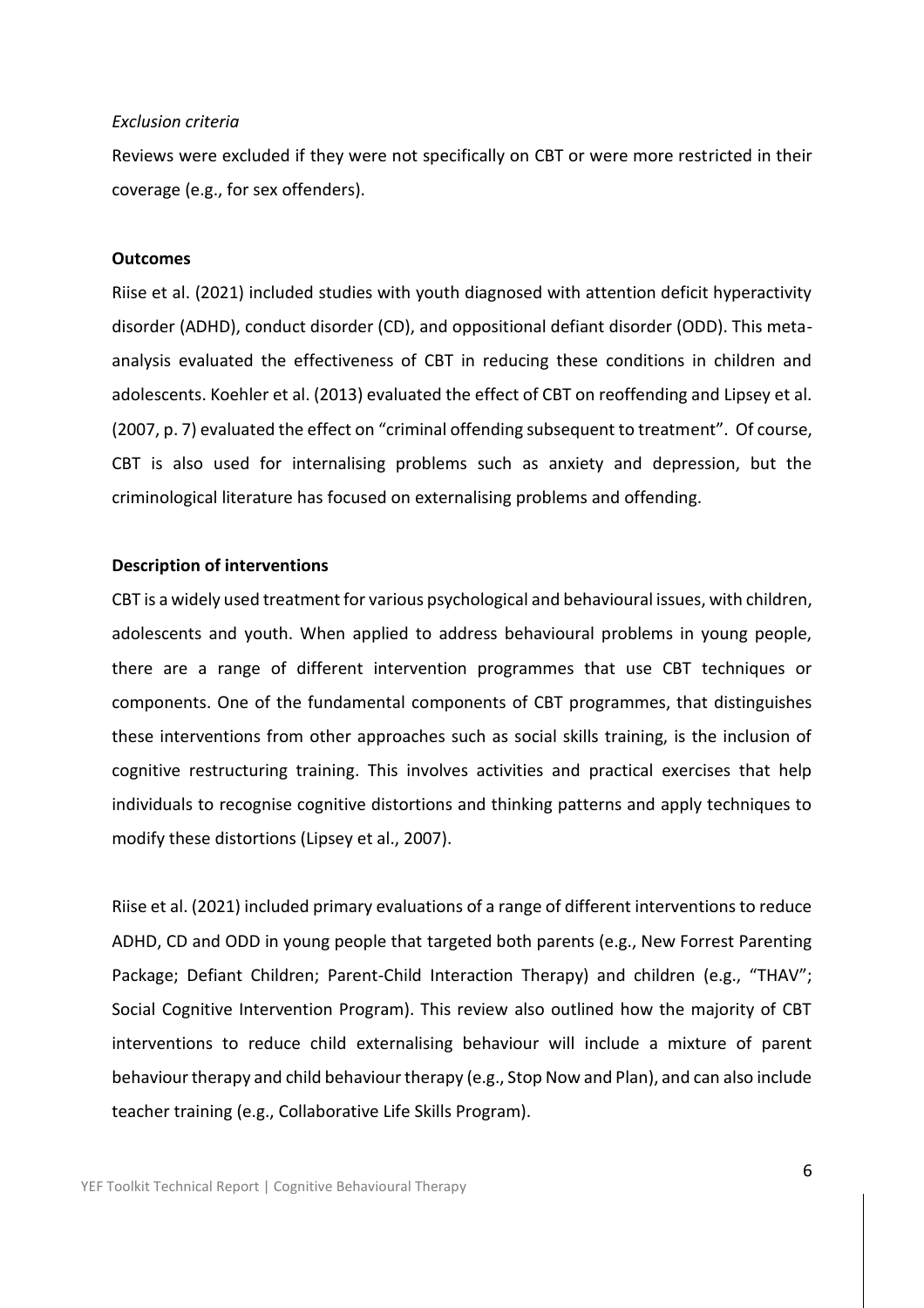*Exclusion criteria*

Reviews were excluded if they were not specifically on CBT or were more restricted in their coverage (e.g., for sex offenders).

**Outcomes**

Riise et al. (2021) included studies with youth diagnosed with attention deficit hyperactivity disorder (ADHD), conduct disorder (CD), and oppositional defiant disorder (ODD). This meta-analysis evaluated the effectiveness of CBT in reducing these conditions in children and adolescents. Koehler et al. (2013) evaluated the effect of CBT on reoffending and Lipsey et al. (2007, p. 7) evaluated the effect on "criminal offending subsequent to treatment". Of course, CBT is also used for internalising problems such as anxiety and depression, but the criminological literature has focused on externalising problems and offending.

**Description of interventions**

CBT is a widely used treatment for various psychological and behavioural issues, with children, adolescents and youth. When applied to address behavioural problems in young people, there are a range of different intervention programmes that use CBT techniques or components. One of the fundamental components of CBT programmes, that distinguishes these interventions from other approaches such as social skills training, is the inclusion of cognitive restructuring training. This involves activities and practical exercises that help individuals to recognise cognitive distortions and thinking patterns and apply techniques to modify these distortions (Lipsey et al., 2007).

Riise et al. (2021) included primary evaluations of a range of different interventions to reduce ADHD, CD and ODD in young people that targeted both parents (e.g., New Forrest Parenting Package; Defiant Children; Parent-Child Interaction Therapy) and children (e.g., "THAV"; Social Cognitive Intervention Program). This review also outlined how the majority of CBT interventions to reduce child externalising behaviour will include a mixture of parent behaviour therapy and child behaviour therapy (e.g., Stop Now and Plan), and can also include teacher training (e.g., Collaborative Life Skills Program).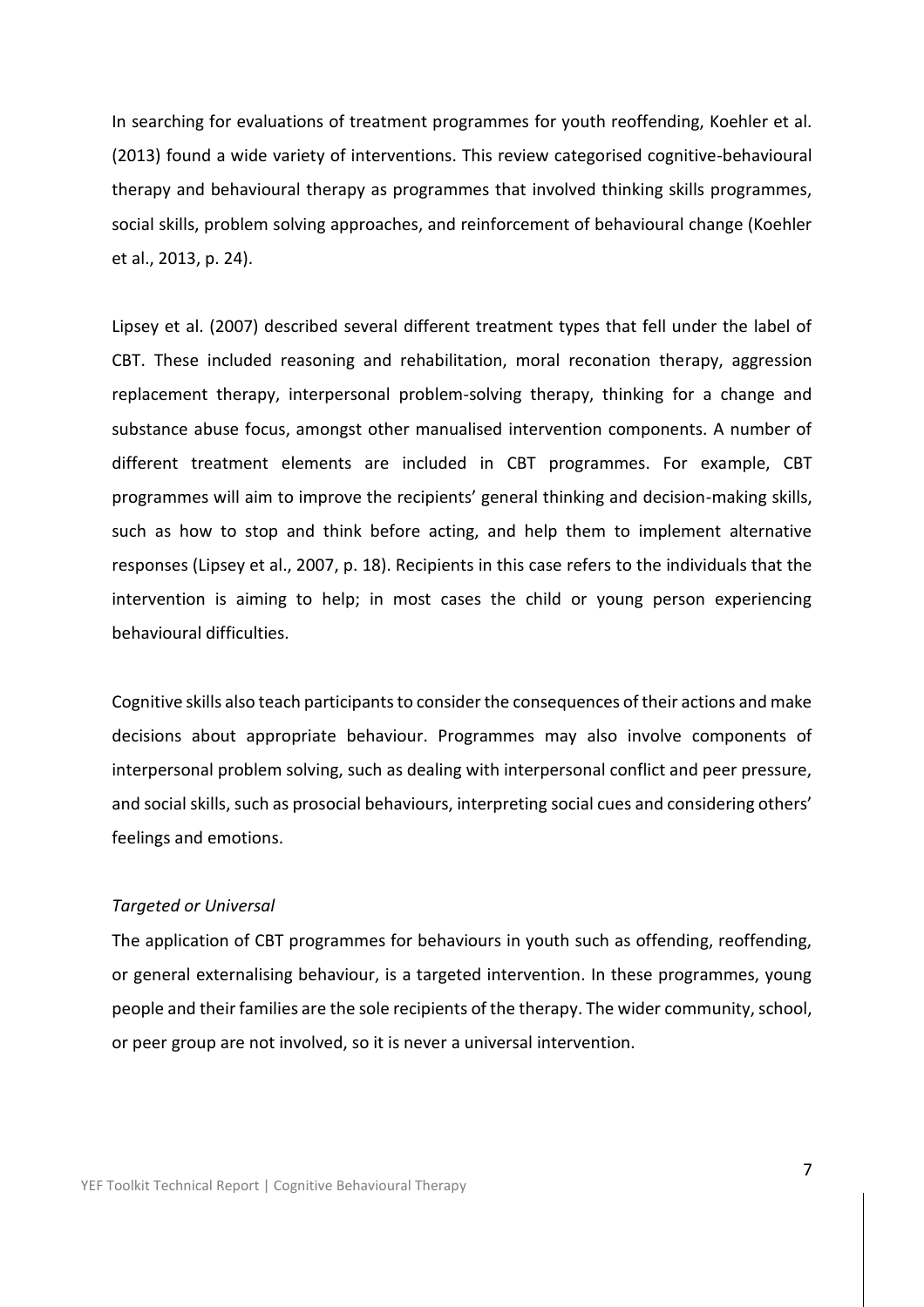In searching for evaluations of treatment programmes for youth reoffending, Koehler et al. (2013) found a wide variety of interventions. This review categorised cognitive-behavioural therapy and behavioural therapy as programmes that involved thinking skills programmes, social skills, problem solving approaches, and reinforcement of behavioural change (Koehler et al., 2013, p. 24).

Lipsey et al. (2007) described several different treatment types that fell under the label of CBT. These included reasoning and rehabilitation, moral reconation therapy, aggression replacement therapy, interpersonal problem-solving therapy, thinking for a change and substance abuse focus, amongst other manualised intervention components. A number of different treatment elements are included in CBT programmes. For example, CBT programmes will aim to improve the recipients' general thinking and decision-making skills, such as how to stop and think before acting, and help them to implement alternative responses (Lipsey et al., 2007, p. 18). Recipients in this case refers to the individuals that the intervention is aiming to help; in most cases the child or young person experiencing behavioural difficulties.

Cognitive skills also teach participants to consider the consequences of their actions and make decisions about appropriate behaviour. Programmes may also involve components of interpersonal problem solving, such as dealing with interpersonal conflict and peer pressure, and social skills, such as prosocial behaviours, interpreting social cues and considering others' feelings and emotions.

*Targeted or Universal*

The application of CBT programmes for behaviours in youth such as offending, reoffending, or general externalising behaviour, is a targeted intervention. In these programmes, young people and their families are the sole recipients of the therapy. The wider community, school, or peer group are not involved, so it is never a universal intervention.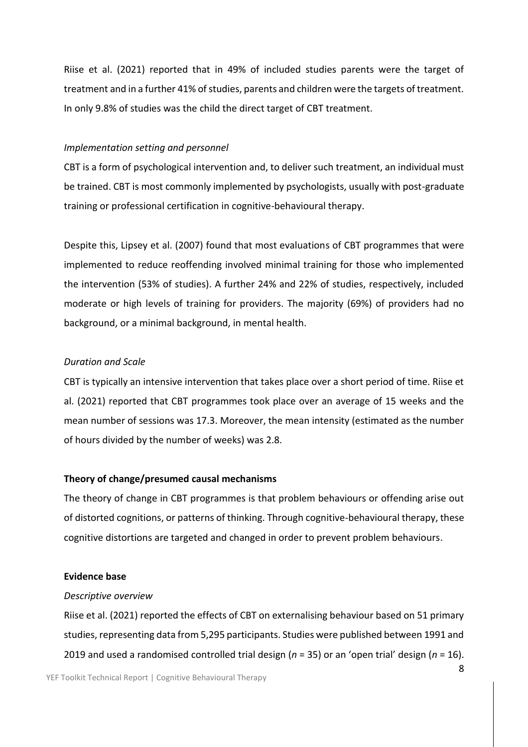Riise et al. (2021) reported that in 49% of included studies parents were the target of treatment and in a further 41% of studies, parents and children were the targets of treatment. In only 9.8% of studies was the child the direct target of CBT treatment.

*Implementation setting and personnel*

CBT is a form of psychological intervention and, to deliver such treatment, an individual must be trained. CBT is most commonly implemented by psychologists, usually with post-graduate training or professional certification in cognitive-behavioural therapy.

Despite this, Lipsey et al. (2007) found that most evaluations of CBT programmes that were implemented to reduce reoffending involved minimal training for those who implemented the intervention (53% of studies). A further 24% and 22% of studies, respectively, included moderate or high levels of training for providers. The majority (69%) of providers had no background, or a minimal background, in mental health.

*Duration and Scale*

CBT is typically an intensive intervention that takes place over a short period of time. Riise et al. (2021) reported that CBT programmes took place over an average of 15 weeks and the mean number of sessions was 17.3. Moreover, the mean intensity (estimated as the number of hours divided by the number of weeks) was 2.8.

**Theory of change/presumed causal mechanisms**

The theory of change in CBT programmes is that problem behaviours or offending arise out of distorted cognitions, or patterns of thinking. Through cognitive-behavioural therapy, these cognitive distortions are targeted and changed in order to prevent problem behaviours.

**Evidence base**

*Descriptive overview*

Riise et al. (2021) reported the effects of CBT on externalising behaviour based on 51 primary studies, representing data from 5,295 participants. Studies were published between 1991 and 2019 and used a randomised controlled trial design ($n$ = 35) or an 'open trial' design ($n$ = 16).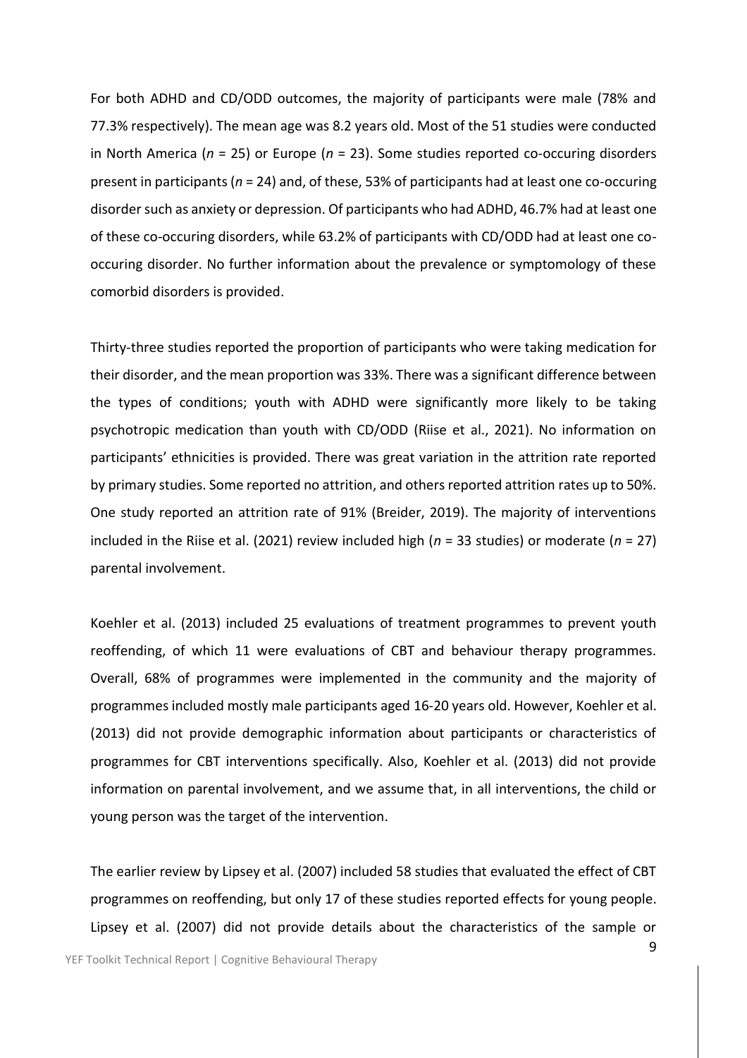For both ADHD and CD/ODD outcomes, the majority of participants were male (78% and 77.3% respectively). The mean age was 8.2 years old. Most of the 51 studies were conducted in North America (*n* = 25) or Europe (*n* = 23). Some studies reported co-occuring disorders present in participants (*n* = 24) and, of these, 53% of participants had at least one co-occuring disorder such as anxiety or depression. Of participants who had ADHD, 46.7% had at least one of these co-occuring disorders, while 63.2% of participants with CD/ODD had at least one co-occuring disorder. No further information about the prevalence or symptomology of these comorbid disorders is provided.

Thirty-three studies reported the proportion of participants who were taking medication for their disorder, and the mean proportion was 33%. There was a significant difference between the types of conditions; youth with ADHD were significantly more likely to be taking psychotropic medication than youth with CD/ODD (Riise et al., 2021). No information on participants' ethnicities is provided. There was great variation in the attrition rate reported by primary studies. Some reported no attrition, and others reported attrition rates up to 50%. One study reported an attrition rate of 91% (Breider, 2019). The majority of interventions included in the Riise et al. (2021) review included high (*n* = 33 studies) or moderate (*n* = 27) parental involvement.

Koehler et al. (2013) included 25 evaluations of treatment programmes to prevent youth reoffending, of which 11 were evaluations of CBT and behaviour therapy programmes. Overall, 68% of programmes were implemented in the community and the majority of programmes included mostly male participants aged 16-20 years old. However, Koehler et al. (2013) did not provide demographic information about participants or characteristics of programmes for CBT interventions specifically. Also, Koehler et al. (2013) did not provide information on parental involvement, and we assume that, in all interventions, the child or young person was the target of the intervention.

The earlier review by Lipsey et al. (2007) included 58 studies that evaluated the effect of CBT programmes on reoffending, but only 17 of these studies reported effects for young people. Lipsey et al. (2007) did not provide details about the characteristics of the sample or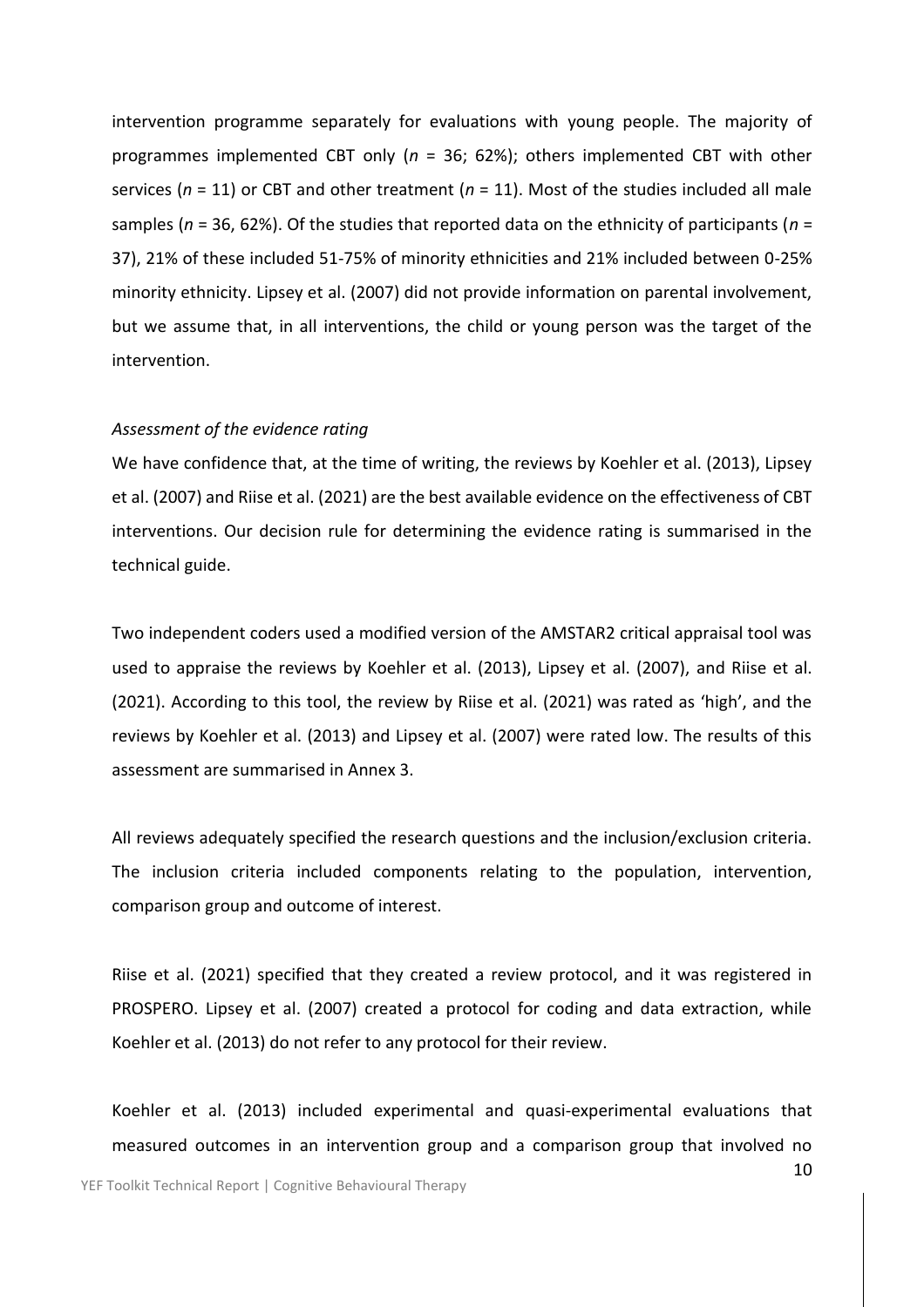intervention programme separately for evaluations with young people. The majority of programmes implemented CBT only (*n* = 36; 62%); others implemented CBT with other services (*n* = 11) or CBT and other treatment (*n* = 11). Most of the studies included all male samples (*n* = 36, 62%). Of the studies that reported data on the ethnicity of participants (*n* = 37), 21% of these included 51-75% of minority ethnicities and 21% included between 0-25% minority ethnicity. Lipsey et al. (2007) did not provide information on parental involvement, but we assume that, in all interventions, the child or young person was the target of the intervention.

*Assessment of the evidence rating*

We have confidence that, at the time of writing, the reviews by Koehler et al. (2013), Lipsey et al. (2007) and Riise et al. (2021) are the best available evidence on the effectiveness of CBT interventions. Our decision rule for determining the evidence rating is summarised in the technical guide.

Two independent coders used a modified version of the AMSTAR2 critical appraisal tool was used to appraise the reviews by Koehler et al. (2013), Lipsey et al. (2007), and Riise et al. (2021). According to this tool, the review by Riise et al. (2021) was rated as 'high', and the reviews by Koehler et al. (2013) and Lipsey et al. (2007) were rated low. The results of this assessment are summarised in Annex 3.

All reviews adequately specified the research questions and the inclusion/exclusion criteria. The inclusion criteria included components relating to the population, intervention, comparison group and outcome of interest.

Riise et al. (2021) specified that they created a review protocol, and it was registered in PROSPERO. Lipsey et al. (2007) created a protocol for coding and data extraction, while Koehler et al. (2013) do not refer to any protocol for their review.

Koehler et al. (2013) included experimental and quasi-experimental evaluations that measured outcomes in an intervention group and a comparison group that involved no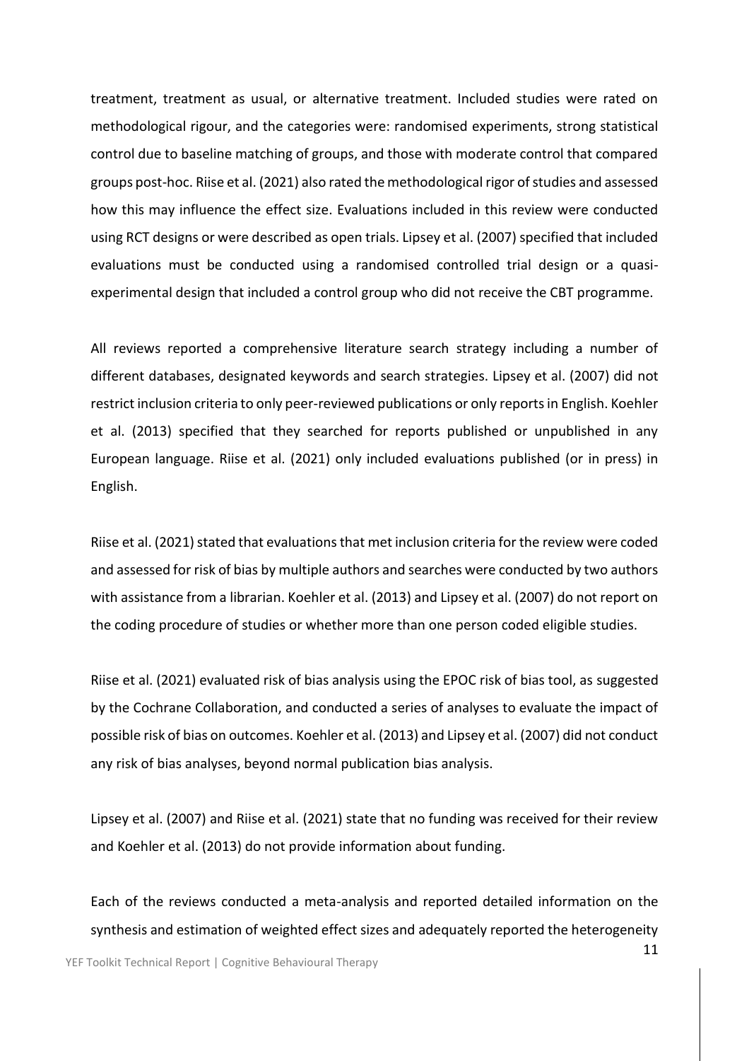treatment, treatment as usual, or alternative treatment. Included studies were rated on methodological rigour, and the categories were: randomised experiments, strong statistical control due to baseline matching of groups, and those with moderate control that compared groups post-hoc. Riise et al. (2021) also rated the methodological rigor of studies and assessed how this may influence the effect size. Evaluations included in this review were conducted using RCT designs or were described as open trials. Lipsey et al. (2007) specified that included evaluations must be conducted using a randomised controlled trial design or a quasi-experimental design that included a control group who did not receive the CBT programme.

All reviews reported a comprehensive literature search strategy including a number of different databases, designated keywords and search strategies. Lipsey et al. (2007) did not restrict inclusion criteria to only peer-reviewed publications or only reports in English. Koehler et al. (2013) specified that they searched for reports published or unpublished in any European language. Riise et al. (2021) only included evaluations published (or in press) in English.

Riise et al. (2021) stated that evaluations that met inclusion criteria for the review were coded and assessed for risk of bias by multiple authors and searches were conducted by two authors with assistance from a librarian. Koehler et al. (2013) and Lipsey et al. (2007) do not report on the coding procedure of studies or whether more than one person coded eligible studies.

Riise et al. (2021) evaluated risk of bias analysis using the EPOC risk of bias tool, as suggested by the Cochrane Collaboration, and conducted a series of analyses to evaluate the impact of possible risk of bias on outcomes. Koehler et al. (2013) and Lipsey et al. (2007) did not conduct any risk of bias analyses, beyond normal publication bias analysis.

Lipsey et al. (2007) and Riise et al. (2021) state that no funding was received for their review and Koehler et al. (2013) do not provide information about funding.

Each of the reviews conducted a meta-analysis and reported detailed information on the synthesis and estimation of weighted effect sizes and adequately reported the heterogeneity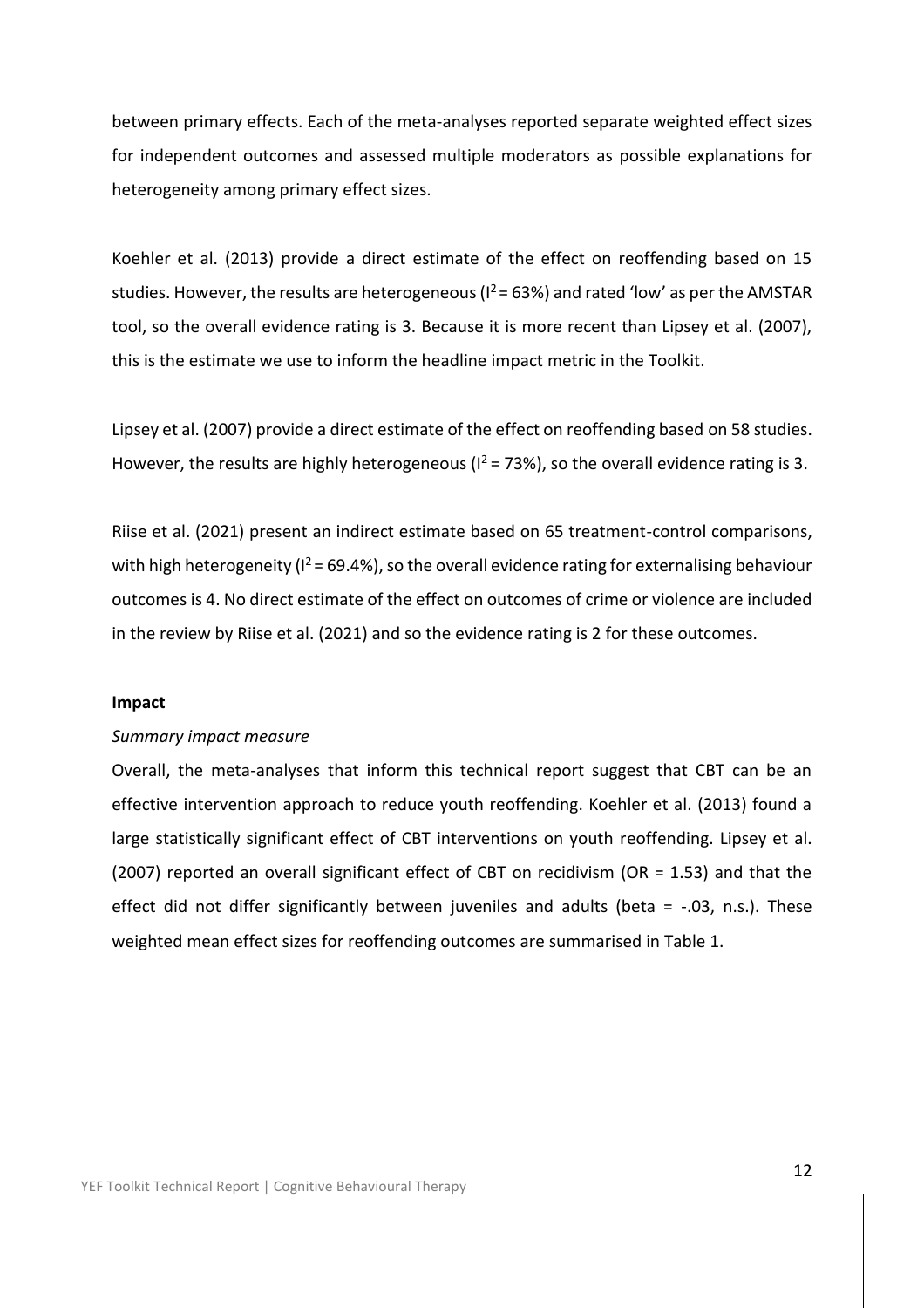between primary effects. Each of the meta-analyses reported separate weighted effect sizes for independent outcomes and assessed multiple moderators as possible explanations for heterogeneity among primary effect sizes.

Koehler et al. (2013) provide a direct estimate of the effect on reoffending based on 15 studies. However, the results are heterogeneous ($I^2 = 63\%$) and rated 'low' as per the AMSTAR tool, so the overall evidence rating is 3. Because it is more recent than Lipsey et al. (2007), this is the estimate we use to inform the headline impact metric in the Toolkit.

Lipsey et al. (2007) provide a direct estimate of the effect on reoffending based on 58 studies. However, the results are highly heterogeneous ($I^2 = 73\%$), so the overall evidence rating is 3.

Riise et al. (2021) present an indirect estimate based on 65 treatment-control comparisons, with high heterogeneity ($I^2 = 69.4\%$), so the overall evidence rating for externalising behaviour outcomes is 4. No direct estimate of the effect on outcomes of crime or violence are included in the review by Riise et al. (2021) and so the evidence rating is 2 for these outcomes.

**Impact**

*Summary impact measure*

Overall, the meta-analyses that inform this technical report suggest that CBT can be an effective intervention approach to reduce youth reoffending. Koehler et al. (2013) found a large statistically significant effect of CBT interventions on youth reoffending. Lipsey et al. (2007) reported an overall significant effect of CBT on recidivism (OR = 1.53) and that the effect did not differ significantly between juveniles and adults (beta = -.03, n.s.). These weighted mean effect sizes for reoffending outcomes are summarised in Table 1.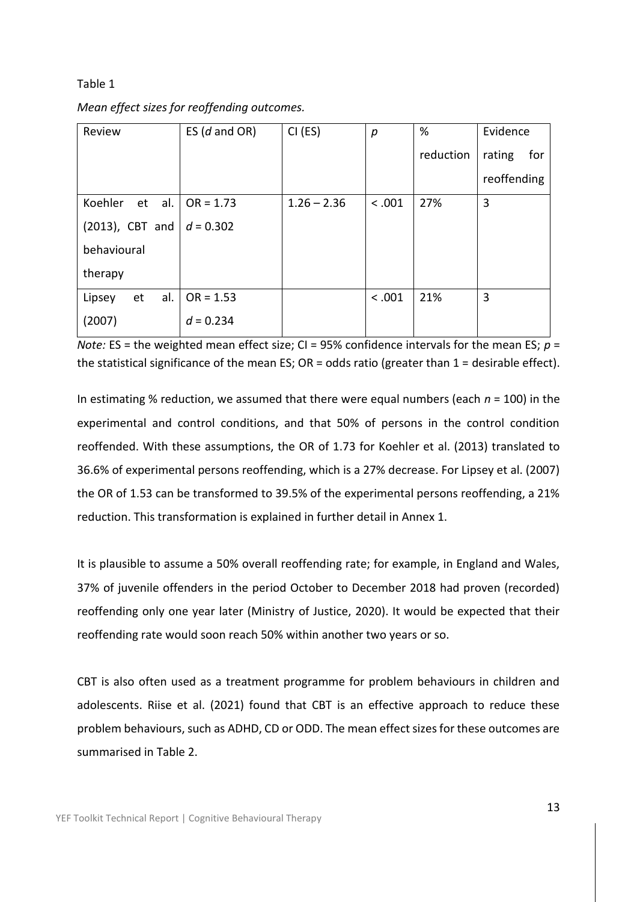Table 1

*Mean effect sizes for reoffending outcomes.*

| Review | ES (*d* and OR) | CI (ES) | *p* | % reduction | Evidence rating for reoffending |
|---|---|---|---|---|---|
| Koehler et al. (2013), CBT and behavioural therapy | OR = 1.73<br>*d* = 0.302 | 1.26 – 2.36 | < .001 | 27% | 3 |
| Lipsey et al. (2007) | OR = 1.53<br>*d* = 0.234 | | < .001 | 21% | 3 |

*Note:* ES = the weighted mean effect size; CI = 95% confidence intervals for the mean ES; *p* = the statistical significance of the mean ES; OR = odds ratio (greater than 1 = desirable effect).

In estimating % reduction, we assumed that there were equal numbers (each *n* = 100) in the experimental and control conditions, and that 50% of persons in the control condition reoffended. With these assumptions, the OR of 1.73 for Koehler et al. (2013) translated to 36.6% of experimental persons reoffending, which is a 27% decrease. For Lipsey et al. (2007) the OR of 1.53 can be transformed to 39.5% of the experimental persons reoffending, a 21% reduction. This transformation is explained in further detail in Annex 1.

It is plausible to assume a 50% overall reoffending rate; for example, in England and Wales, 37% of juvenile offenders in the period October to December 2018 had proven (recorded) reoffending only one year later (Ministry of Justice, 2020). It would be expected that their reoffending rate would soon reach 50% within another two years or so.

CBT is also often used as a treatment programme for problem behaviours in children and adolescents. Riise et al. (2021) found that CBT is an effective approach to reduce these problem behaviours, such as ADHD, CD or ODD. The mean effect sizes for these outcomes are summarised in Table 2.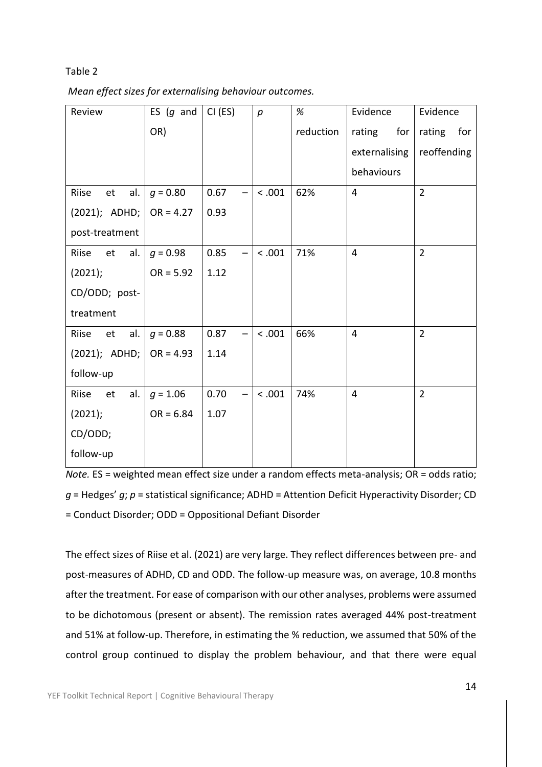Table 2

*Mean effect sizes for externalising behaviour outcomes.*

| Review | ES ($g$ and OR) | CI (ES) | $p$ | % reduction | Evidence rating for externalising behaviours | Evidence rating for reoffending |
|---|---|---|---|---|---|---|
| Riise et al. (2021); ADHD; post-treatment | $g = 0.80$ OR = 4.27 | 0.67 – 0.93 | $< .001$ | 62% | 4 | 2 |
| Riise et al. (2021); CD/ODD; post-treatment | $g = 0.98$ OR = 5.92 | 0.85 – 1.12 | $< .001$ | 71% | 4 | 2 |
| Riise et al. (2021); ADHD; follow-up | $g = 0.88$ OR = 4.93 | 0.87 – 1.14 | $< .001$ | 66% | 4 | 2 |
| Riise et al. (2021); CD/ODD; follow-up | $g = 1.06$ OR = 6.84 | 0.70 – 1.07 | $< .001$ | 74% | 4 | 2 |

*Note.* ES = weighted mean effect size under a random effects meta-analysis; OR = odds ratio; $g$ = Hedges' $g$; $p$ = statistical significance; ADHD = Attention Deficit Hyperactivity Disorder; CD = Conduct Disorder; ODD = Oppositional Defiant Disorder

The effect sizes of Riise et al. (2021) are very large. They reflect differences between pre- and post-measures of ADHD, CD and ODD. The follow-up measure was, on average, 10.8 months after the treatment. For ease of comparison with our other analyses, problems were assumed to be dichotomous (present or absent). The remission rates averaged 44% post-treatment and 51% at follow-up. Therefore, in estimating the % reduction, we assumed that 50% of the control group continued to display the problem behaviour, and that there were equal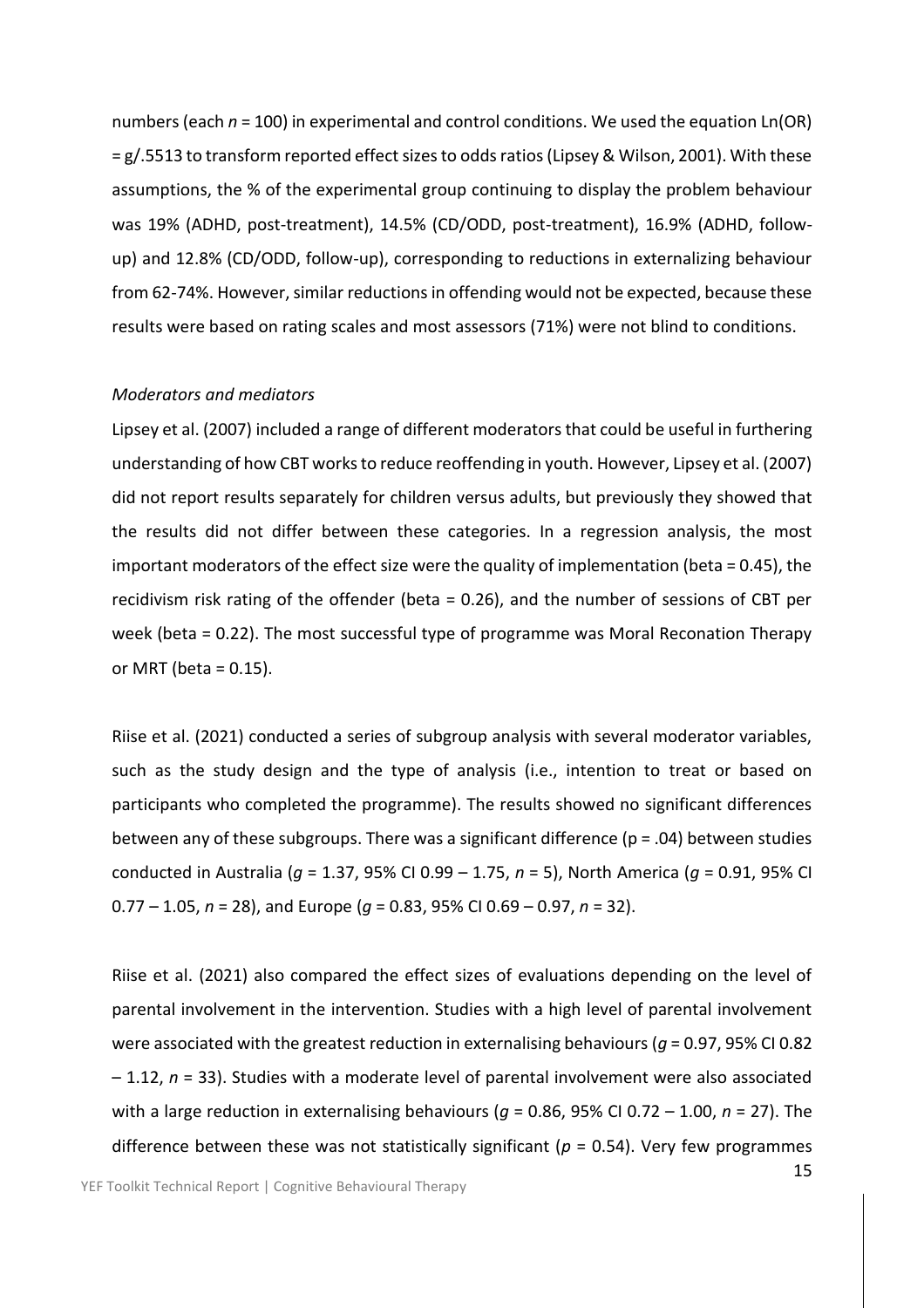numbers (each $n = 100$) in experimental and control conditions. We used the equation $\text{Ln(OR)} = g/.5513$ to transform reported effect sizes to odds ratios (Lipsey & Wilson, 2001). With these assumptions, the % of the experimental group continuing to display the problem behaviour was 19% (ADHD, post-treatment), 14.5% (CD/ODD, post-treatment), 16.9% (ADHD, follow-up) and 12.8% (CD/ODD, follow-up), corresponding to reductions in externalizing behaviour from 62-74%. However, similar reductions in offending would not be expected, because these results were based on rating scales and most assessors (71%) were not blind to conditions.

*Moderators and mediators*

Lipsey et al. (2007) included a range of different moderators that could be useful in furthering understanding of how CBT works to reduce reoffending in youth. However, Lipsey et al. (2007) did not report results separately for children versus adults, but previously they showed that the results did not differ between these categories. In a regression analysis, the most important moderators of the effect size were the quality of implementation (beta = 0.45), the recidivism risk rating of the offender (beta = 0.26), and the number of sessions of CBT per week (beta = 0.22). The most successful type of programme was Moral Reconation Therapy or MRT (beta = 0.15).

Riise et al. (2021) conducted a series of subgroup analysis with several moderator variables, such as the study design and the type of analysis (i.e., intention to treat or based on participants who completed the programme). The results showed no significant differences between any of these subgroups. There was a significant difference ($p = .04$) between studies conducted in Australia ($g = 1.37$, 95% CI 0.99 – 1.75, $n = 5$), North America ($g = 0.91$, 95% CI 0.77 – 1.05, $n = 28$), and Europe ($g = 0.83$, 95% CI 0.69 – 0.97, $n = 32$).

Riise et al. (2021) also compared the effect sizes of evaluations depending on the level of parental involvement in the intervention. Studies with a high level of parental involvement were associated with the greatest reduction in externalising behaviours ($g = 0.97$, 95% CI 0.82 – 1.12, $n = 33$). Studies with a moderate level of parental involvement were also associated with a large reduction in externalising behaviours ($g = 0.86$, 95% CI 0.72 – 1.00, $n = 27$). The difference between these was not statistically significant ($p = 0.54$). Very few programmes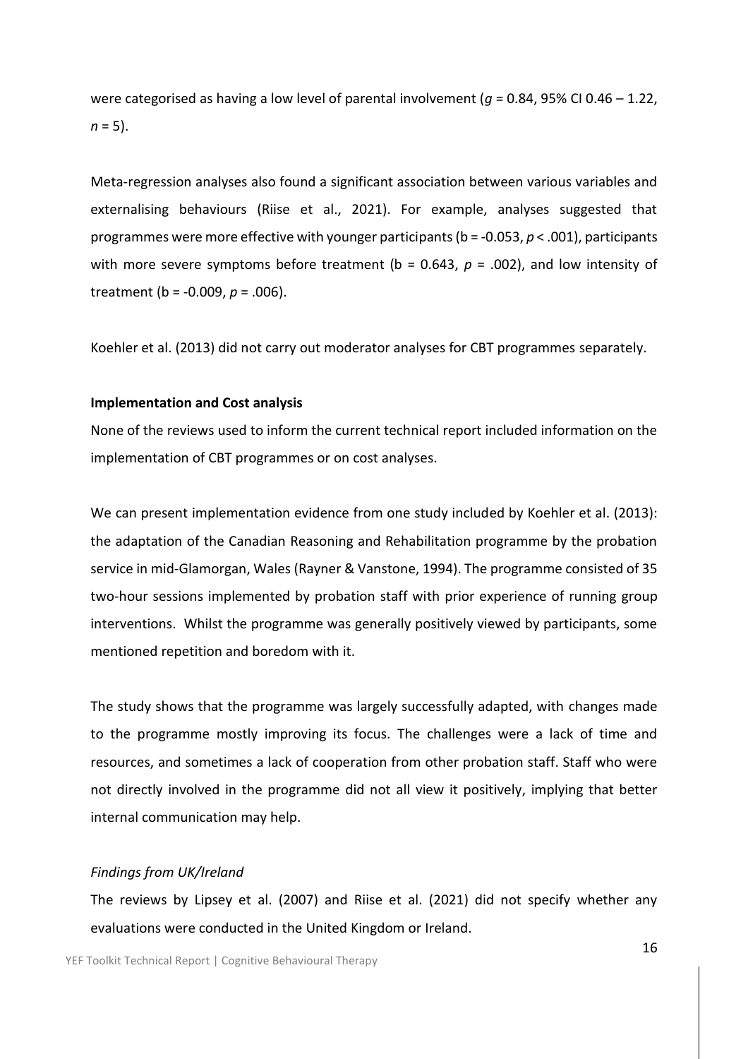were categorised as having a low level of parental involvement ($g$ = 0.84, 95% CI 0.46 – 1.22, $n$ = 5).

Meta-regression analyses also found a significant association between various variables and externalising behaviours (Riise et al., 2021). For example, analyses suggested that programmes were more effective with younger participants (b = -0.053, $p < .001$), participants with more severe symptoms before treatment (b = 0.643, $p$ = .002), and low intensity of treatment (b = -0.009, $p$ = .006).

Koehler et al. (2013) did not carry out moderator analyses for CBT programmes separately.

**Implementation and Cost analysis**

None of the reviews used to inform the current technical report included information on the implementation of CBT programmes or on cost analyses.

We can present implementation evidence from one study included by Koehler et al. (2013): the adaptation of the Canadian Reasoning and Rehabilitation programme by the probation service in mid-Glamorgan, Wales (Rayner & Vanstone, 1994). The programme consisted of 35 two-hour sessions implemented by probation staff with prior experience of running group interventions. Whilst the programme was generally positively viewed by participants, some mentioned repetition and boredom with it.

The study shows that the programme was largely successfully adapted, with changes made to the programme mostly improving its focus. The challenges were a lack of time and resources, and sometimes a lack of cooperation from other probation staff. Staff who were not directly involved in the programme did not all view it positively, implying that better internal communication may help.

*Findings from UK/Ireland*

The reviews by Lipsey et al. (2007) and Riise et al. (2021) did not specify whether any evaluations were conducted in the United Kingdom or Ireland.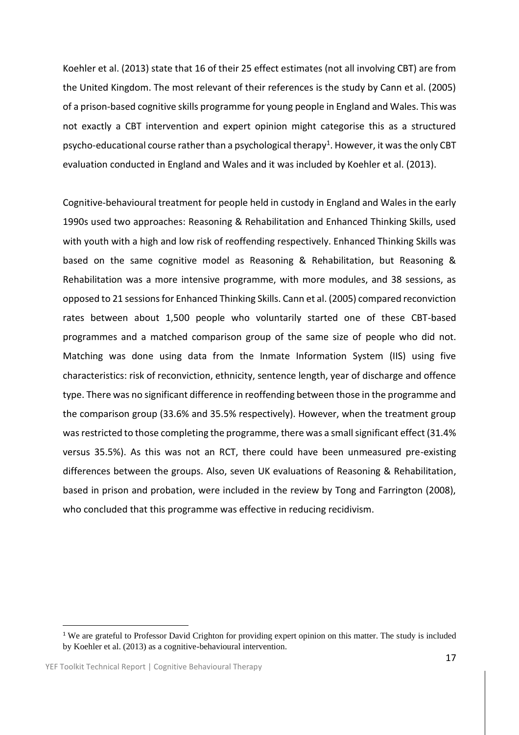Koehler et al. (2013) state that 16 of their 25 effect estimates (not all involving CBT) are from the United Kingdom. The most relevant of their references is the study by Cann et al. (2005) of a prison-based cognitive skills programme for young people in England and Wales. This was not exactly a CBT intervention and expert opinion might categorise this as a structured psycho-educational course rather than a psychological therapy[1]. However, it was the only CBT evaluation conducted in England and Wales and it was included by Koehler et al. (2013).

Cognitive-behavioural treatment for people held in custody in England and Wales in the early 1990s used two approaches: Reasoning & Rehabilitation and Enhanced Thinking Skills, used with youth with a high and low risk of reoffending respectively. Enhanced Thinking Skills was based on the same cognitive model as Reasoning & Rehabilitation, but Reasoning & Rehabilitation was a more intensive programme, with more modules, and 38 sessions, as opposed to 21 sessions for Enhanced Thinking Skills. Cann et al. (2005) compared reconviction rates between about 1,500 people who voluntarily started one of these CBT-based programmes and a matched comparison group of the same size of people who did not. Matching was done using data from the Inmate Information System (IIS) using five characteristics: risk of reconviction, ethnicity, sentence length, year of discharge and offence type. There was no significant difference in reoffending between those in the programme and the comparison group (33.6% and 35.5% respectively). However, when the treatment group was restricted to those completing the programme, there was a small significant effect (31.4% versus 35.5%). As this was not an RCT, there could have been unmeasured pre-existing differences between the groups. Also, seven UK evaluations of Reasoning & Rehabilitation, based in prison and probation, were included in the review by Tong and Farrington (2008), who concluded that this programme was effective in reducing recidivism.

[1] We are grateful to Professor David Crighton for providing expert opinion on this matter. The study is included by Koehler et al. (2013) as a cognitive-behavioural intervention.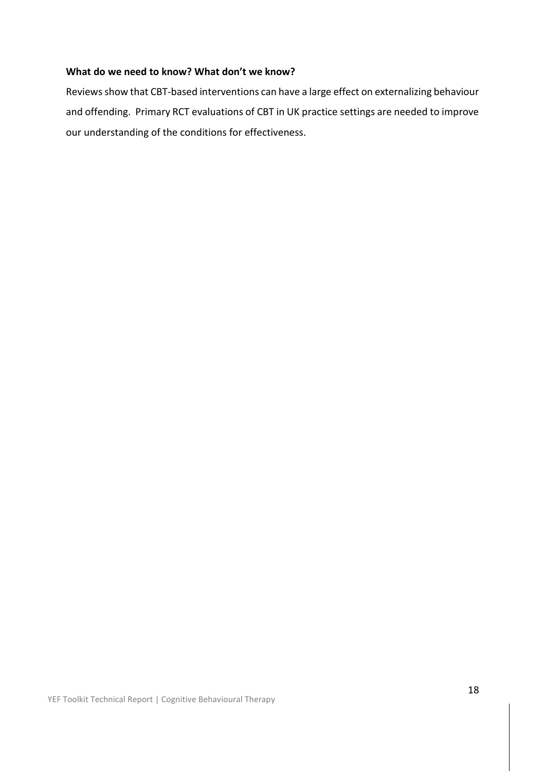**What do we need to know? What don't we know?**

Reviews show that CBT-based interventions can have a large effect on externalizing behaviour and offending. Primary RCT evaluations of CBT in UK practice settings are needed to improve our understanding of the conditions for effectiveness.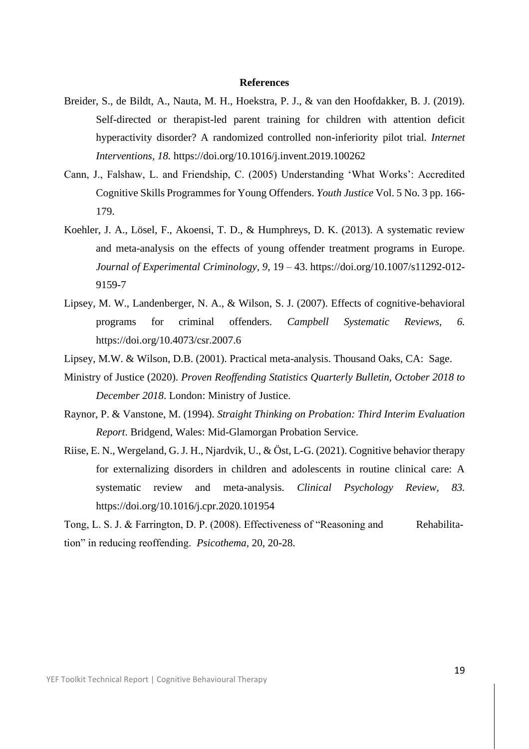**References**

Breider, S., de Bildt, A., Nauta, M. H., Hoekstra, P. J., & van den Hoofdakker, B. J. (2019). Self-directed or therapist-led parent training for children with attention deficit hyperactivity disorder? A randomized controlled non-inferiority pilot trial. *Internet Interventions, 18.* https://doi.org/10.1016/j.invent.2019.100262

Cann, J., Falshaw, L. and Friendship, C. (2005) Understanding 'What Works': Accredited Cognitive Skills Programmes for Young Offenders. *Youth Justice* Vol. 5 No. 3 pp. 166-179.

Koehler, J. A., Lösel, F., Akoensi, T. D., & Humphreys, D. K. (2013). A systematic review and meta-analysis on the effects of young offender treatment programs in Europe. *Journal of Experimental Criminology, 9,* 19 – 43. https://doi.org/10.1007/s11292-012-9159-7

Lipsey, M. W., Landenberger, N. A., & Wilson, S. J. (2007). Effects of cognitive-behavioral programs for criminal offenders. *Campbell Systematic Reviews, 6.* https://doi.org/10.4073/csr.2007.6

Lipsey, M.W. & Wilson, D.B. (2001). Practical meta-analysis. Thousand Oaks, CA: Sage.

Ministry of Justice (2020). *Proven Reoffending Statistics Quarterly Bulletin, October 2018 to December 2018*. London: Ministry of Justice.

Raynor, P. & Vanstone, M. (1994). *Straight Thinking on Probation: Third Interim Evaluation Report*. Bridgend, Wales: Mid-Glamorgan Probation Service.

Riise, E. N., Wergeland, G. J. H., Njardvik, U., & Öst, L-G. (2021). Cognitive behavior therapy for externalizing disorders in children and adolescents in routine clinical care: A systematic review and meta-analysis. *Clinical Psychology Review, 83.* https://doi.org/10.1016/j.cpr.2020.101954

Tong, L. S. J. & Farrington, D. P. (2008). Effectiveness of "Reasoning and Rehabilitation" in reducing reoffending. *Psicothema*, 20, 20-28.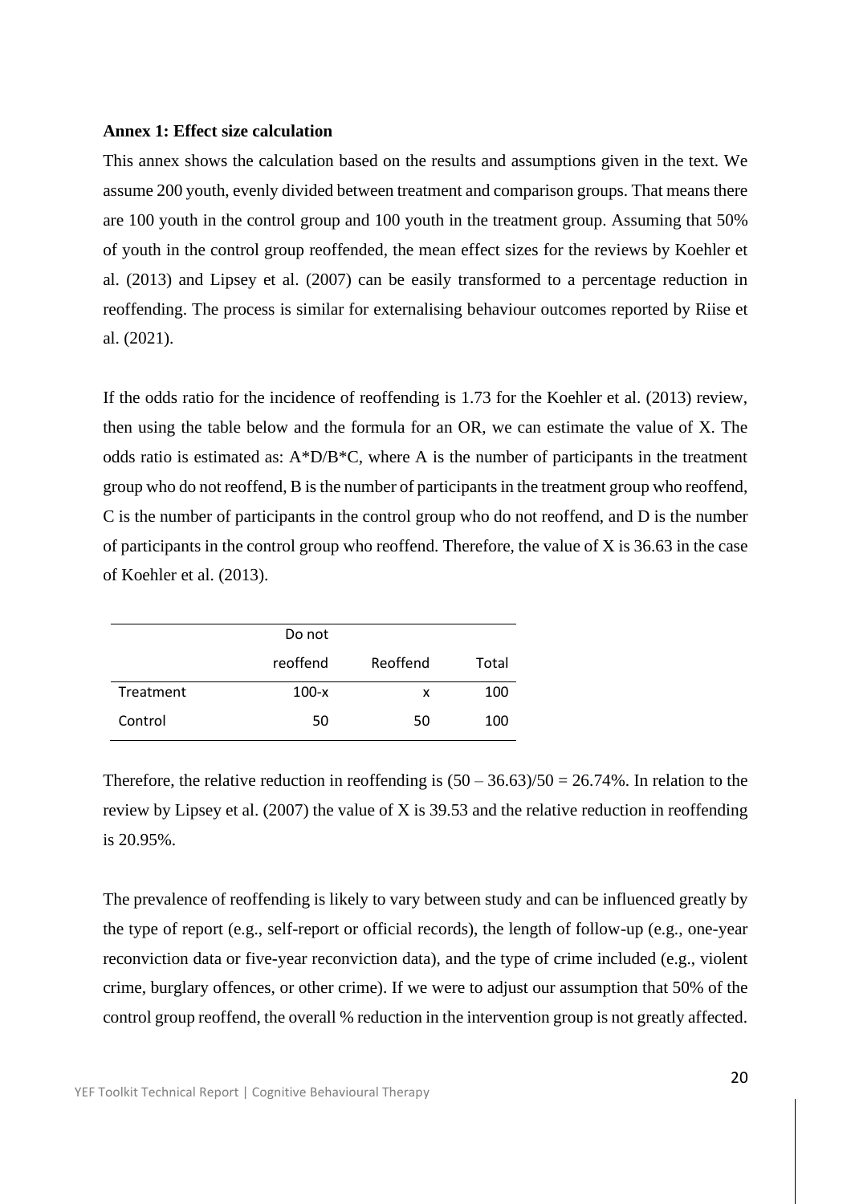**Annex 1: Effect size calculation**

This annex shows the calculation based on the results and assumptions given in the text. We assume 200 youth, evenly divided between treatment and comparison groups. That means there are 100 youth in the control group and 100 youth in the treatment group. Assuming that 50% of youth in the control group reoffended, the mean effect sizes for the reviews by Koehler et al. (2013) and Lipsey et al. (2007) can be easily transformed to a percentage reduction in reoffending. The process is similar for externalising behaviour outcomes reported by Riise et al. (2021).

If the odds ratio for the incidence of reoffending is 1.73 for the Koehler et al. (2013) review, then using the table below and the formula for an OR, we can estimate the value of X. The odds ratio is estimated as: $A*D/B*C$, where A is the number of participants in the treatment group who do not reoffend, B is the number of participants in the treatment group who reoffend, C is the number of participants in the control group who do not reoffend, and D is the number of participants in the control group who reoffend. Therefore, the value of X is 36.63 in the case of Koehler et al. (2013).

| | Do not reoffend | Reoffend | Total |
|---|---|---|---|
| Treatment | 100-x | x | 100 |
| Control | 50 | 50 | 100 |

Therefore, the relative reduction in reoffending is $(50 – 36.63)/50 = 26.74\%$. In relation to the review by Lipsey et al. (2007) the value of X is 39.53 and the relative reduction in reoffending is 20.95%.

The prevalence of reoffending is likely to vary between study and can be influenced greatly by the type of report (e.g., self-report or official records), the length of follow-up (e.g., one-year reconviction data or five-year reconviction data), and the type of crime included (e.g., violent crime, burglary offences, or other crime). If we were to adjust our assumption that 50% of the control group reoffend, the overall % reduction in the intervention group is not greatly affected.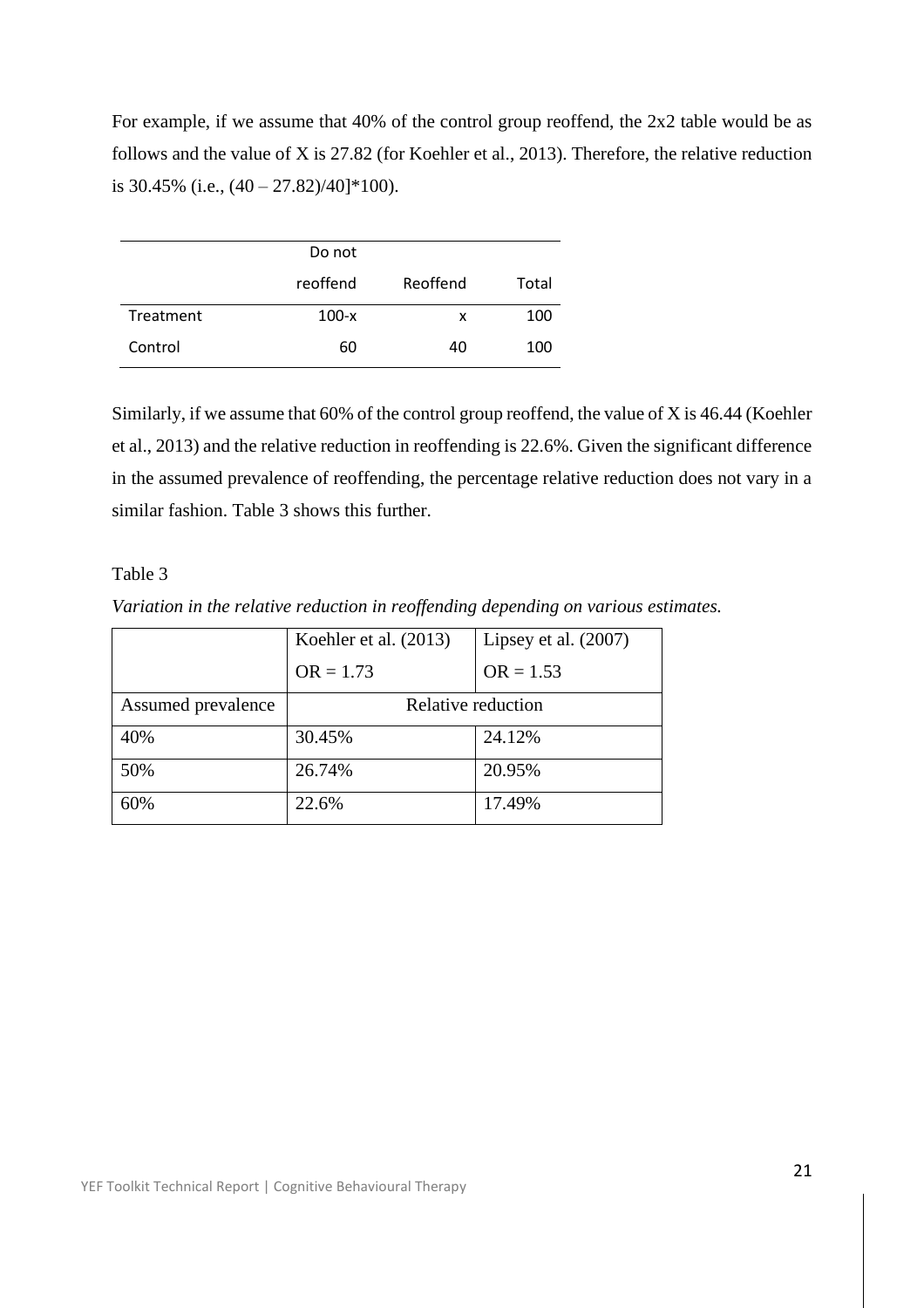For example, if we assume that 40% of the control group reoffend, the 2x2 table would be as follows and the value of X is 27.82 (for Koehler et al., 2013). Therefore, the relative reduction is 30.45% (i.e., (40 – 27.82)/40]*100).

| | Do not reoffend | Reoffend | Total |
|---|---|---|---|
| Treatment | 100-x | x | 100 |
| Control | 60 | 40 | 100 |

Similarly, if we assume that 60% of the control group reoffend, the value of X is 46.44 (Koehler et al., 2013) and the relative reduction in reoffending is 22.6%. Given the significant difference in the assumed prevalence of reoffending, the percentage relative reduction does not vary in a similar fashion. Table 3 shows this further.

Table 3

*Variation in the relative reduction in reoffending depending on various estimates.*

| | Koehler et al. (2013) OR = 1.73 | Lipsey et al. (2007) OR = 1.53 |
|---|---|---|
| Assumed prevalence | Relative reduction | |
| 40% | 30.45% | 24.12% |
| 50% | 26.74% | 20.95% |
| 60% | 22.6% | 17.49% |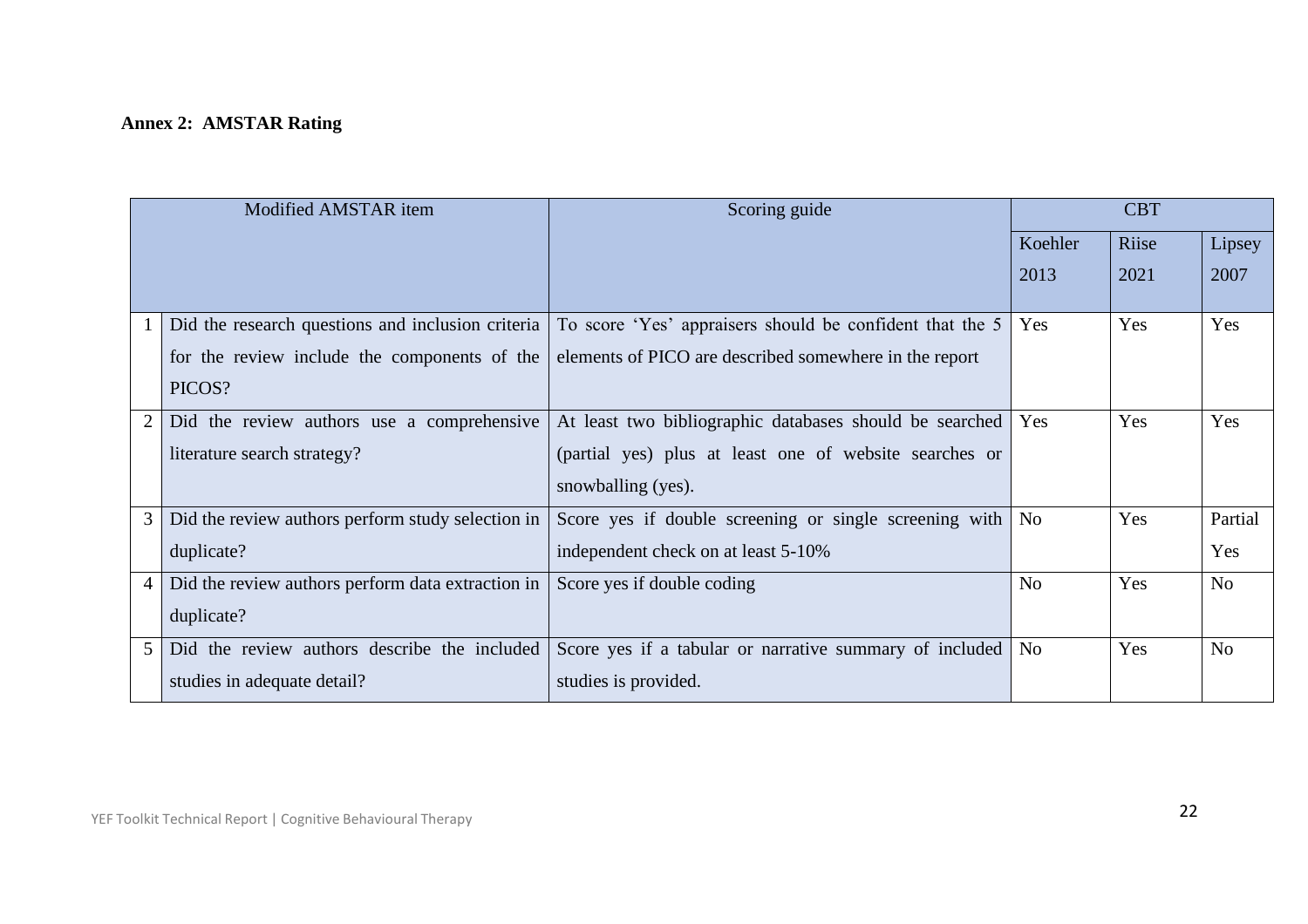**Annex 2: AMSTAR Rating**

| | Modified AMSTAR item | Scoring guide | CBT | | |
|---|---|---|---|---|---|
| | | | Koehler 2013 | Riise 2021 | Lipsey 2007 |
| 1 | Did the research questions and inclusion criteria for the review include the components of the PICOS? | To score 'Yes' appraisers should be confident that the 5 elements of PICO are described somewhere in the report | Yes | Yes | Yes |
| 2 | Did the review authors use a comprehensive literature search strategy? | At least two bibliographic databases should be searched (partial yes) plus at least one of website searches or snowballing (yes). | Yes | Yes | Yes |
| 3 | Did the review authors perform study selection in duplicate? | Score yes if double screening or single screening with independent check on at least 5-10% | No | Yes | Partial Yes |
| 4 | Did the review authors perform data extraction in duplicate? | Score yes if double coding | No | Yes | No |
| 5 | Did the review authors describe the included studies in adequate detail? | Score yes if a tabular or narrative summary of included studies is provided. | No | Yes | No |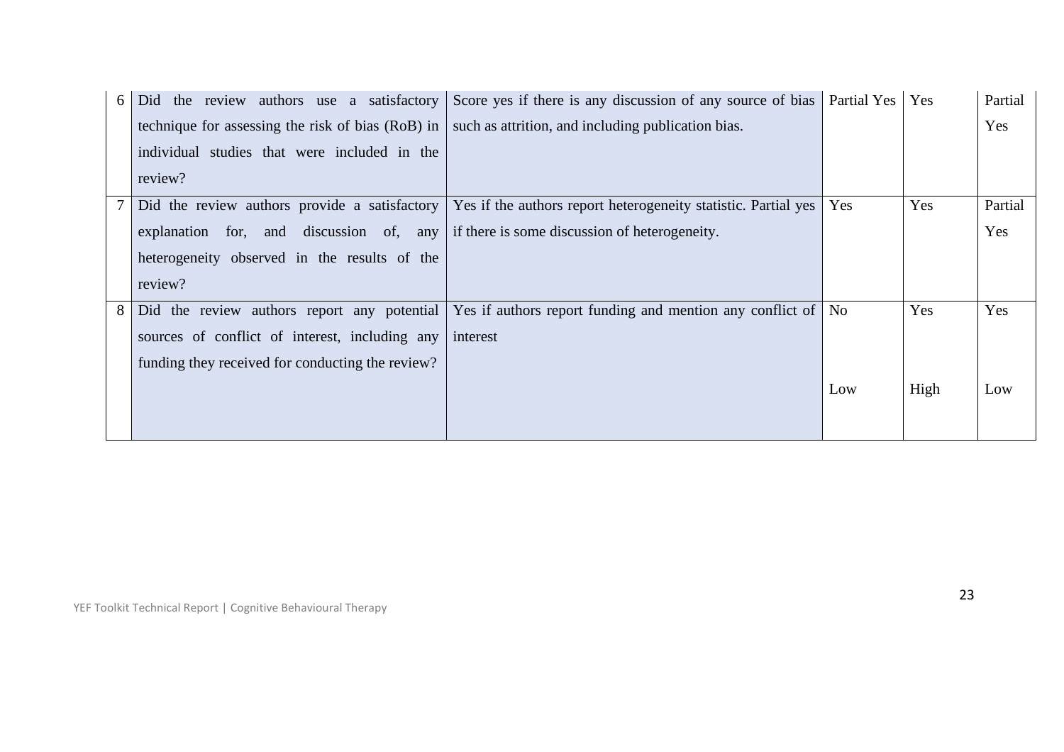| 6 | Did the review authors use a satisfactory technique for assessing the risk of bias (RoB) in individual studies that were included in the review? | Score yes if there is any discussion of any source of bias such as attrition, and including publication bias. | Partial Yes | Yes | Partial Yes |
|---|---|---|---|---|---|
| 7 | Did the review authors provide a satisfactory explanation for, and discussion of, any heterogeneity observed in the results of the review? | Yes if the authors report heterogeneity statistic. Partial yes if there is some discussion of heterogeneity. | Yes | Yes | Partial Yes |
| 8 | Did the review authors report any potential sources of conflict of interest, including any funding they received for conducting the review? | Yes if authors report funding and mention any conflict of interest | No | Yes | Yes |
| | | | Low | High | Low |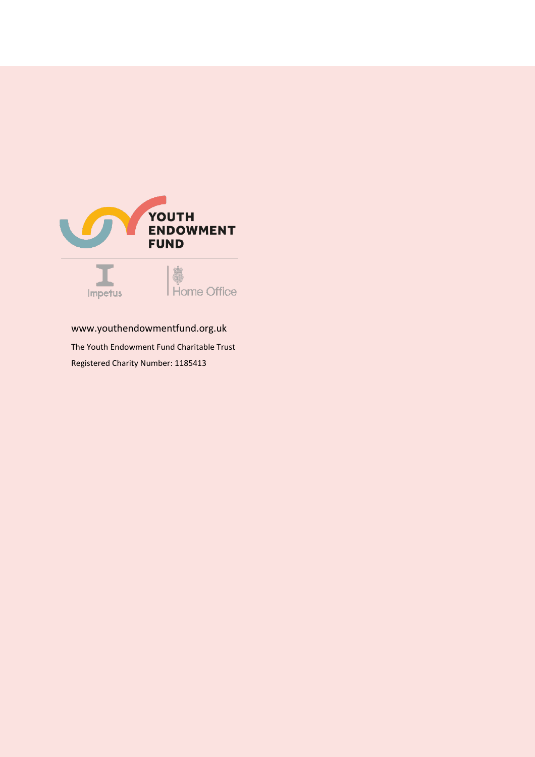YOUTH ENDOWMENT FUND

Impetus

Home Office

www.youthendowmentfund.org.uk

The Youth Endowment Fund Charitable Trust

Registered Charity Number: 1185413